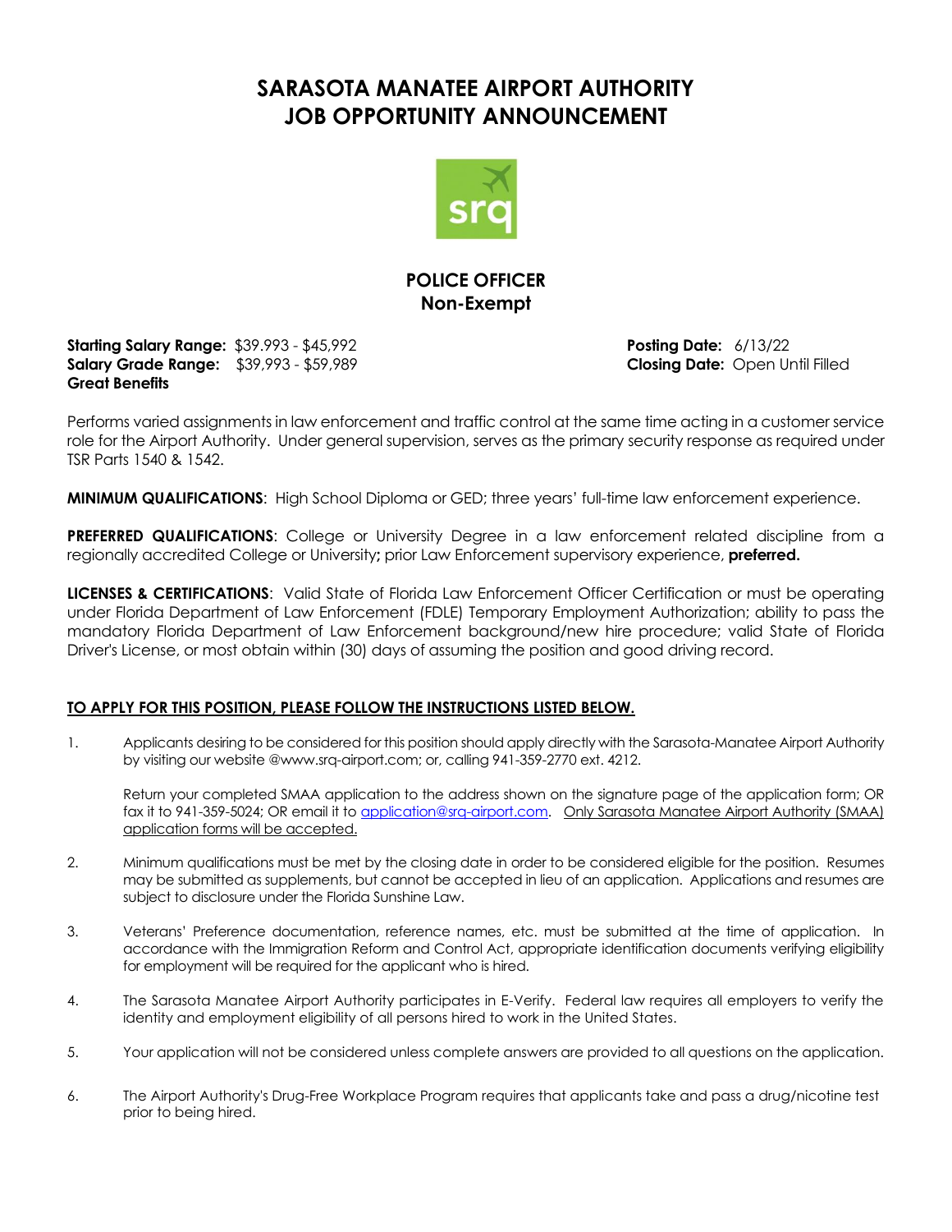# SARASOTA MANATEE AIRPORT AUTHORITY
# JOB OPPORTUNITY ANNOUNCEMENT

## POLICE OFFICER
### Non-Exempt

**Starting Salary Range:** $39.993 - $45,992
**Salary Grade Range:** $39,993 - $59,989
**Great Benefits**

**Posting Date:** 6/13/22
**Closing Date:** Open Until Filled

Performs varied assignments in law enforcement and traffic control at the same time acting in a customer service role for the Airport Authority. Under general supervision, serves as the primary security response as required under TSR Parts 1540 & 1542.

**MINIMUM QUALIFICATIONS**: High School Diploma or GED; three years' full-time law enforcement experience.

**PREFERRED QUALIFICATIONS**: College or University Degree in a law enforcement related discipline from a regionally accredited College or University**;** prior Law Enforcement supervisory experience, **preferred.**

**LICENSES & CERTIFICATIONS**: Valid State of Florida Law Enforcement Officer Certification or must be operating under Florida Department of Law Enforcement (FDLE) Temporary Employment Authorization; ability to pass the mandatory Florida Department of Law Enforcement background/new hire procedure; valid State of Florida Driver's License, or most obtain within (30) days of assuming the position and good driving record.

**TO APPLY FOR THIS POSITION, PLEASE FOLLOW THE INSTRUCTIONS LISTED BELOW.**

1. Applicants desiring to be considered for this position should apply directly with the Sarasota-Manatee Airport Authority by visiting our website @www.srq-airport.com; or, calling 941-359-2770 ext. 4212.

   Return your completed SMAA application to the address shown on the signature page of the application form; OR fax it to 941-359-5024; OR email it to application@srq-airport.com. Only Sarasota Manatee Airport Authority (SMAA) application forms will be accepted.

2. Minimum qualifications must be met by the closing date in order to be considered eligible for the position. Resumes may be submitted as supplements, but cannot be accepted in lieu of an application. Applications and resumes are subject to disclosure under the Florida Sunshine Law.

3. Veterans' Preference documentation, reference names, etc. must be submitted at the time of application. In accordance with the Immigration Reform and Control Act, appropriate identification documents verifying eligibility for employment will be required for the applicant who is hired.

4. The Sarasota Manatee Airport Authority participates in E-Verify. Federal law requires all employers to verify the identity and employment eligibility of all persons hired to work in the United States.

5. Your application will not be considered unless complete answers are provided to all questions on the application.

6. The Airport Authority's Drug-Free Workplace Program requires that applicants take and pass a drug/nicotine test prior to being hired.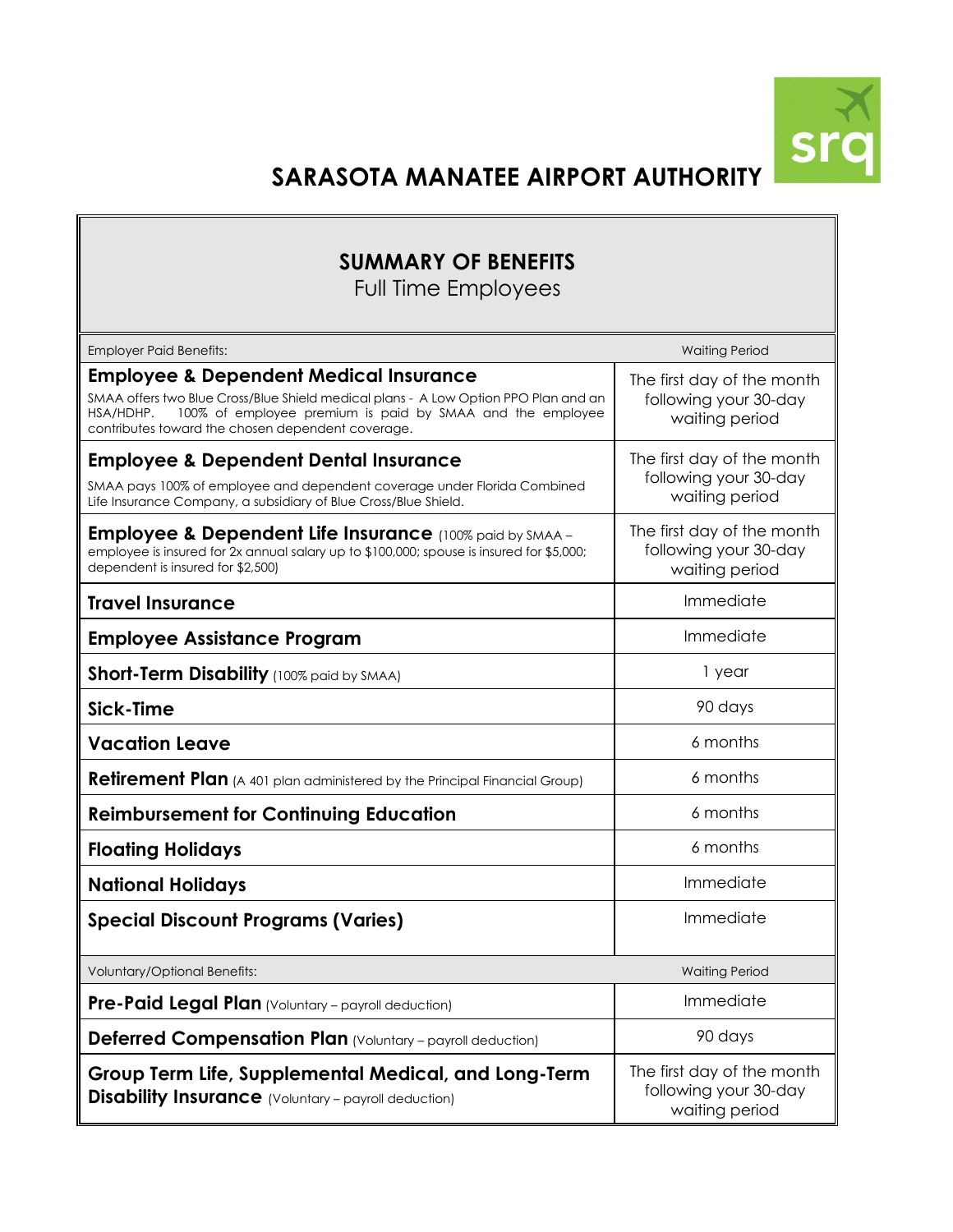# SARASOTA MANATEE AIRPORT AUTHORITY

## SUMMARY OF BENEFITS

Full Time Employees

| Employer Paid Benefits: | Waiting Period |
|---|---|
| **Employee & Dependent Medical Insurance** SMAA offers two Blue Cross/Blue Shield medical plans - A Low Option PPO Plan and an HSA/HDHP. 100% of employee premium is paid by SMAA and the employee contributes toward the chosen dependent coverage. | The first day of the month following your 30-day waiting period |
| **Employee & Dependent Dental Insurance** SMAA pays 100% of employee and dependent coverage under Florida Combined Life Insurance Company, a subsidiary of Blue Cross/Blue Shield. | The first day of the month following your 30-day waiting period |
| **Employee & Dependent Life Insurance** (100% paid by SMAA – employee is insured for 2x annual salary up to $100,000; spouse is insured for $5,000; dependent is insured for $2,500) | The first day of the month following your 30-day waiting period |
| **Travel Insurance** | Immediate |
| **Employee Assistance Program** | Immediate |
| **Short-Term Disability** (100% paid by SMAA) | 1 year |
| **Sick-Time** | 90 days |
| **Vacation Leave** | 6 months |
| **Retirement Plan** (A 401 plan administered by the Principal Financial Group) | 6 months |
| **Reimbursement for Continuing Education** | 6 months |
| **Floating Holidays** | 6 months |
| **National Holidays** | Immediate |
| **Special Discount Programs (Varies)** | Immediate |
| Voluntary/Optional Benefits: | Waiting Period |
| **Pre-Paid Legal Plan** (Voluntary – payroll deduction) | Immediate |
| **Deferred Compensation Plan** (Voluntary – payroll deduction) | 90 days |
| **Group Term Life, Supplemental Medical, and Long-Term Disability Insurance** (Voluntary – payroll deduction) | The first day of the month following your 30-day waiting period |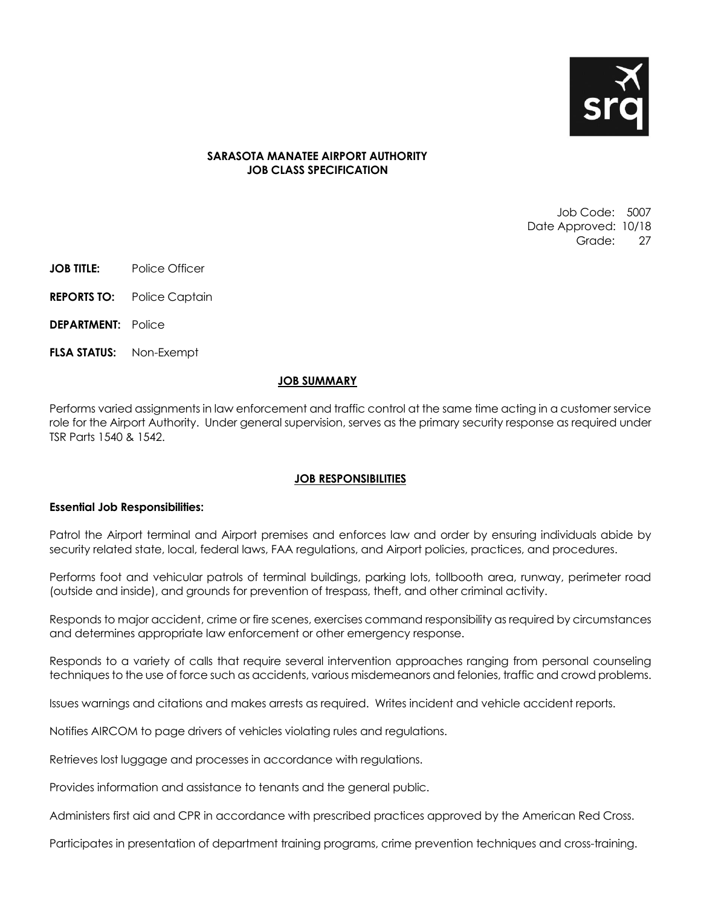**SARASOTA MANATEE AIRPORT AUTHORITY**
**JOB CLASS SPECIFICATION**

Job Code: 5007
Date Approved: 10/18
Grade: 27

**JOB TITLE:** Police Officer

**REPORTS TO:** Police Captain

**DEPARTMENT:** Police

**FLSA STATUS:** Non-Exempt

## JOB SUMMARY

Performs varied assignments in law enforcement and traffic control at the same time acting in a customer service role for the Airport Authority. Under general supervision, serves as the primary security response as required under TSR Parts 1540 & 1542.

## JOB RESPONSIBILITIES

**Essential Job Responsibilities:**

Patrol the Airport terminal and Airport premises and enforces law and order by ensuring individuals abide by security related state, local, federal laws, FAA regulations, and Airport policies, practices, and procedures.

Performs foot and vehicular patrols of terminal buildings, parking lots, tollbooth area, runway, perimeter road (outside and inside), and grounds for prevention of trespass, theft, and other criminal activity.

Responds to major accident, crime or fire scenes, exercises command responsibility as required by circumstances and determines appropriate law enforcement or other emergency response.

Responds to a variety of calls that require several intervention approaches ranging from personal counseling techniques to the use of force such as accidents, various misdemeanors and felonies, traffic and crowd problems.

Issues warnings and citations and makes arrests as required. Writes incident and vehicle accident reports.

Notifies AIRCOM to page drivers of vehicles violating rules and regulations.

Retrieves lost luggage and processes in accordance with regulations.

Provides information and assistance to tenants and the general public.

Administers first aid and CPR in accordance with prescribed practices approved by the American Red Cross.

Participates in presentation of department training programs, crime prevention techniques and cross-training.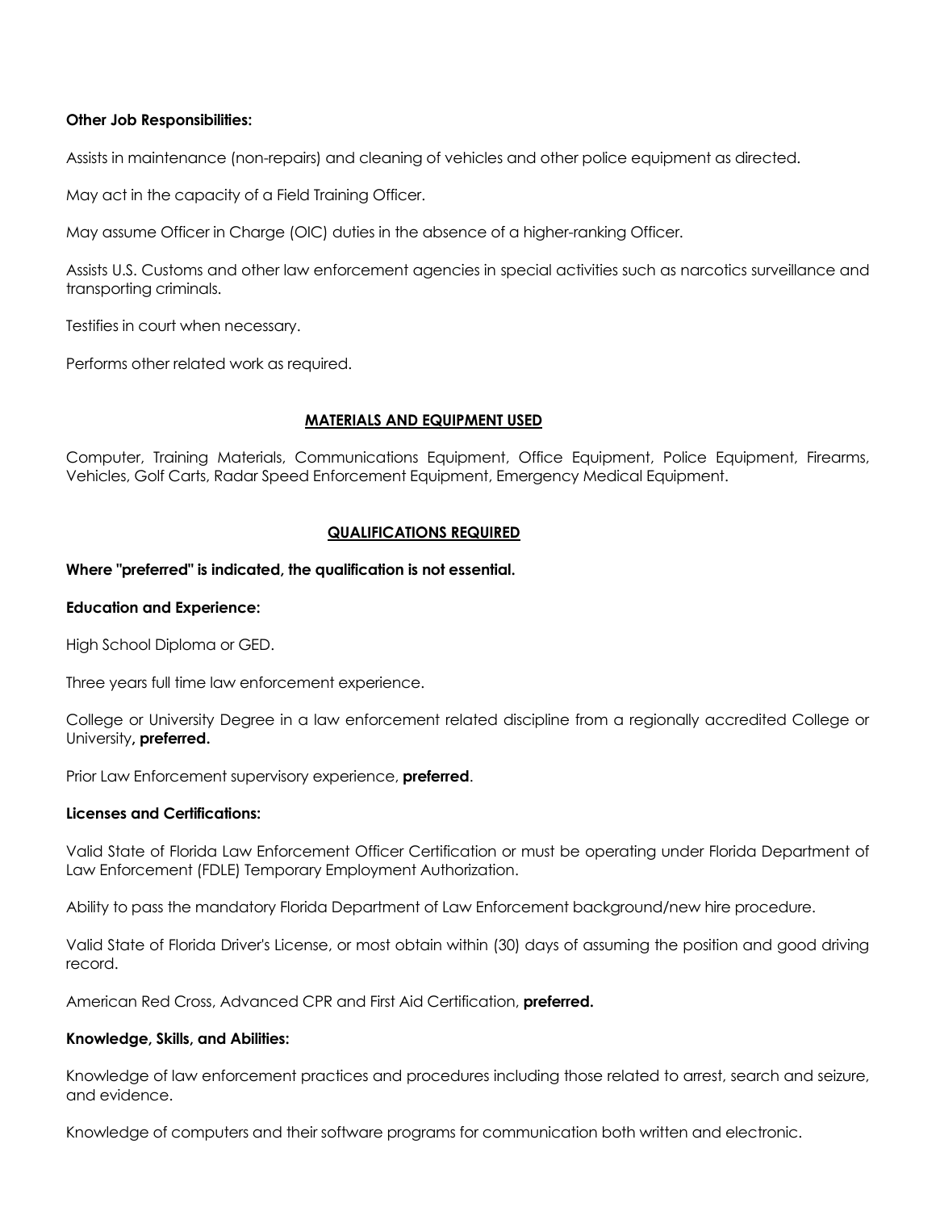**Other Job Responsibilities:**

Assists in maintenance (non-repairs) and cleaning of vehicles and other police equipment as directed.

May act in the capacity of a Field Training Officer.

May assume Officer in Charge (OIC) duties in the absence of a higher-ranking Officer.

Assists U.S. Customs and other law enforcement agencies in special activities such as narcotics surveillance and transporting criminals.

Testifies in court when necessary.

Performs other related work as required.

## MATERIALS AND EQUIPMENT USED

Computer, Training Materials, Communications Equipment, Office Equipment, Police Equipment, Firearms, Vehicles, Golf Carts, Radar Speed Enforcement Equipment, Emergency Medical Equipment.

## QUALIFICATIONS REQUIRED

**Where "preferred" is indicated, the qualification is not essential.**

**Education and Experience:**

High School Diploma or GED.

Three years full time law enforcement experience.

College or University Degree in a law enforcement related discipline from a regionally accredited College or University**, preferred.**

Prior Law Enforcement supervisory experience, **preferred**.

**Licenses and Certifications:**

Valid State of Florida Law Enforcement Officer Certification or must be operating under Florida Department of Law Enforcement (FDLE) Temporary Employment Authorization.

Ability to pass the mandatory Florida Department of Law Enforcement background/new hire procedure.

Valid State of Florida Driver's License, or most obtain within (30) days of assuming the position and good driving record.

American Red Cross, Advanced CPR and First Aid Certification, **preferred.**

**Knowledge, Skills, and Abilities:**

Knowledge of law enforcement practices and procedures including those related to arrest, search and seizure, and evidence.

Knowledge of computers and their software programs for communication both written and electronic.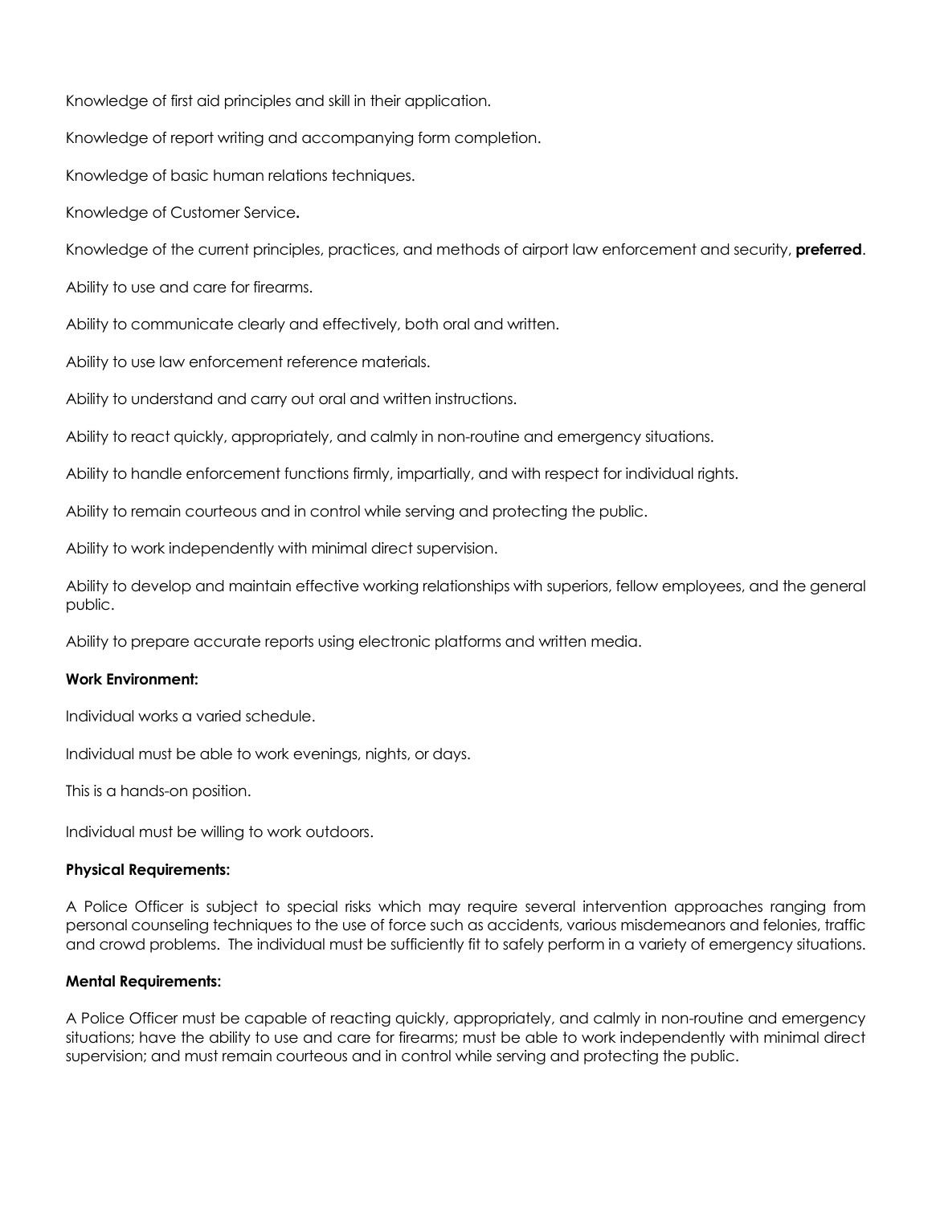Knowledge of first aid principles and skill in their application.

Knowledge of report writing and accompanying form completion.

Knowledge of basic human relations techniques.

Knowledge of Customer Service**.**

Knowledge of the current principles, practices, and methods of airport law enforcement and security, **preferred**.

Ability to use and care for firearms.

Ability to communicate clearly and effectively, both oral and written.

Ability to use law enforcement reference materials.

Ability to understand and carry out oral and written instructions.

Ability to react quickly, appropriately, and calmly in non-routine and emergency situations.

Ability to handle enforcement functions firmly, impartially, and with respect for individual rights.

Ability to remain courteous and in control while serving and protecting the public.

Ability to work independently with minimal direct supervision.

Ability to develop and maintain effective working relationships with superiors, fellow employees, and the general public.

Ability to prepare accurate reports using electronic platforms and written media.

**Work Environment:**

Individual works a varied schedule.

Individual must be able to work evenings, nights, or days.

This is a hands-on position.

Individual must be willing to work outdoors.

**Physical Requirements:**

A Police Officer is subject to special risks which may require several intervention approaches ranging from personal counseling techniques to the use of force such as accidents, various misdemeanors and felonies, traffic and crowd problems. The individual must be sufficiently fit to safely perform in a variety of emergency situations.

**Mental Requirements:**

A Police Officer must be capable of reacting quickly, appropriately, and calmly in non-routine and emergency situations; have the ability to use and care for firearms; must be able to work independently with minimal direct supervision; and must remain courteous and in control while serving and protecting the public.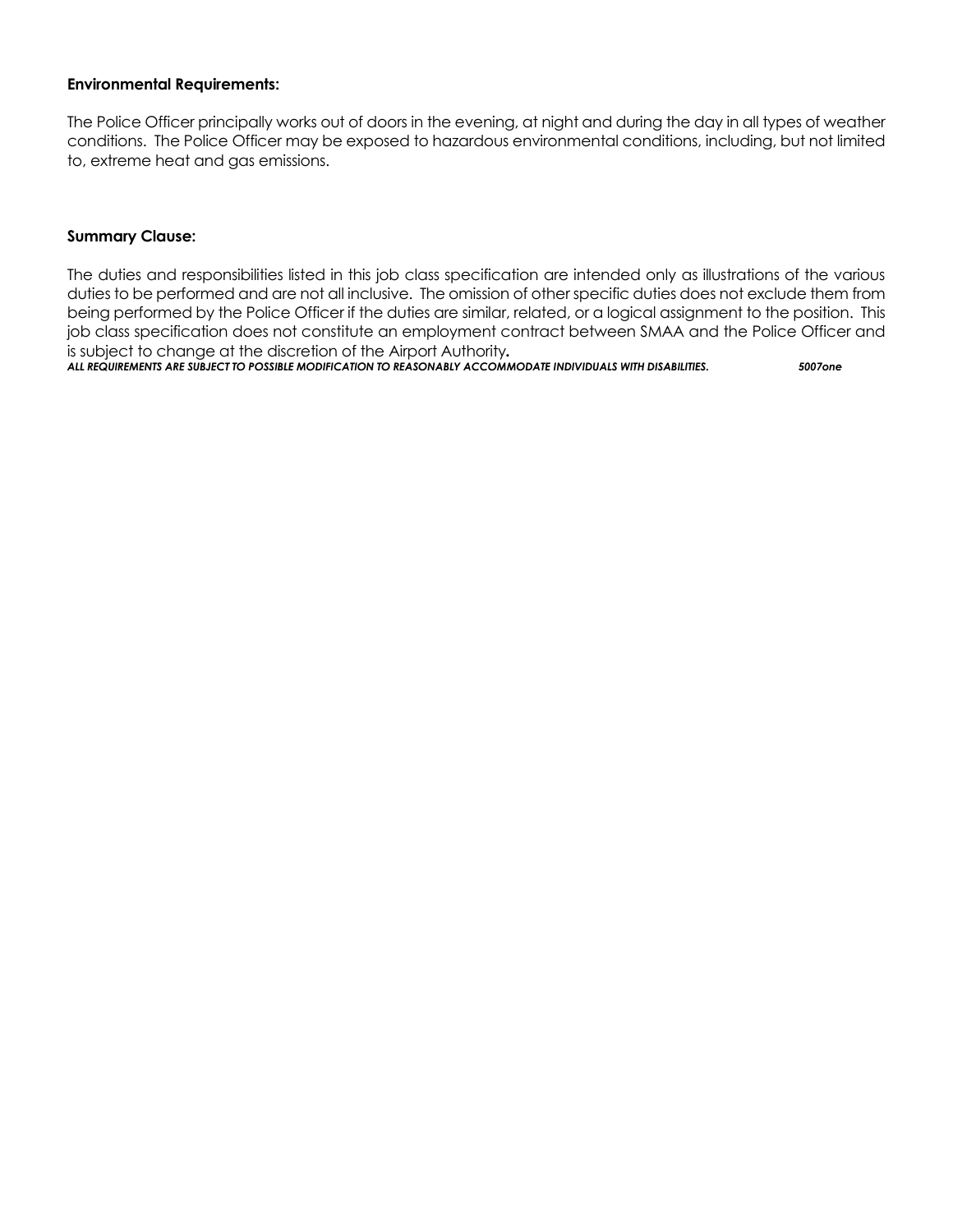**Environmental Requirements:**

The Police Officer principally works out of doors in the evening, at night and during the day in all types of weather conditions. The Police Officer may be exposed to hazardous environmental conditions, including, but not limited to, extreme heat and gas emissions.

**Summary Clause:**

The duties and responsibilities listed in this job class specification are intended only as illustrations of the various duties to be performed and are not all inclusive. The omission of other specific duties does not exclude them from being performed by the Police Officer if the duties are similar, related, or a logical assignment to the position. This job class specification does not constitute an employment contract between SMAA and the Police Officer and is subject to change at the discretion of the Airport Authority**.**

***ALL REQUIREMENTS ARE SUBJECT TO POSSIBLE MODIFICATION TO REASONABLY ACCOMMODATE INDIVIDUALS WITH DISABILITIES.*** ***5007one***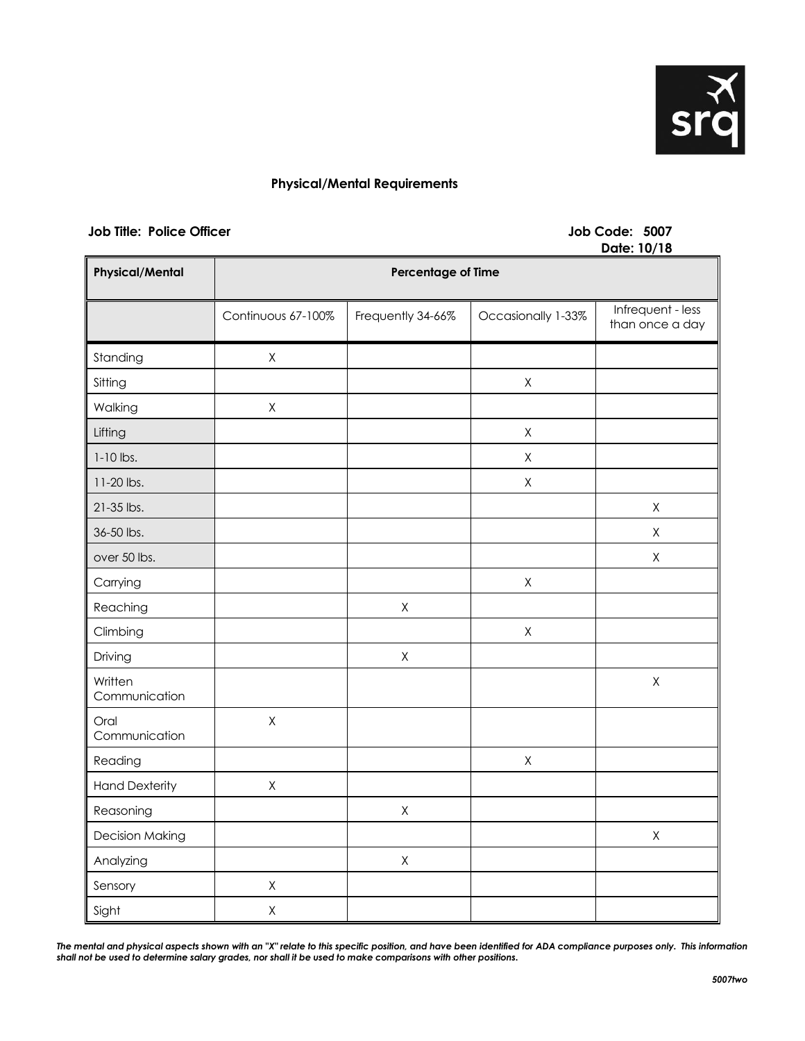## Physical/Mental Requirements

**Job Title: Police Officer**

**Job Code: 5007**
**Date: 10/18**

| Physical/Mental | Percentage of Time | | | |
|---|---|---|---|---|
| | Continuous 67-100% | Frequently 34-66% | Occasionally 1-33% | Infrequent - less than once a day |
| Standing | X | | | |
| Sitting | | | X | |
| Walking | X | | | |
| Lifting | | | X | |
| 1-10 lbs. | | | X | |
| 11-20 lbs. | | | X | |
| 21-35 lbs. | | | | X |
| 36-50 lbs. | | | | X |
| over 50 lbs. | | | | X |
| Carrying | | | X | |
| Reaching | | X | | |
| Climbing | | | X | |
| Driving | | X | | |
| Written Communication | | | | X |
| Oral Communication | X | | | |
| Reading | | | X | |
| Hand Dexterity | X | | | |
| Reasoning | | X | | |
| Decision Making | | | | X |
| Analyzing | | X | | |
| Sensory | X | | | |
| Sight | X | | | |

***The mental and physical aspects shown with an "X" relate to this specific position, and have been identified for ADA compliance purposes only. This information shall not be used to determine salary grades, nor shall it be used to make comparisons with other positions.***

*5007two*